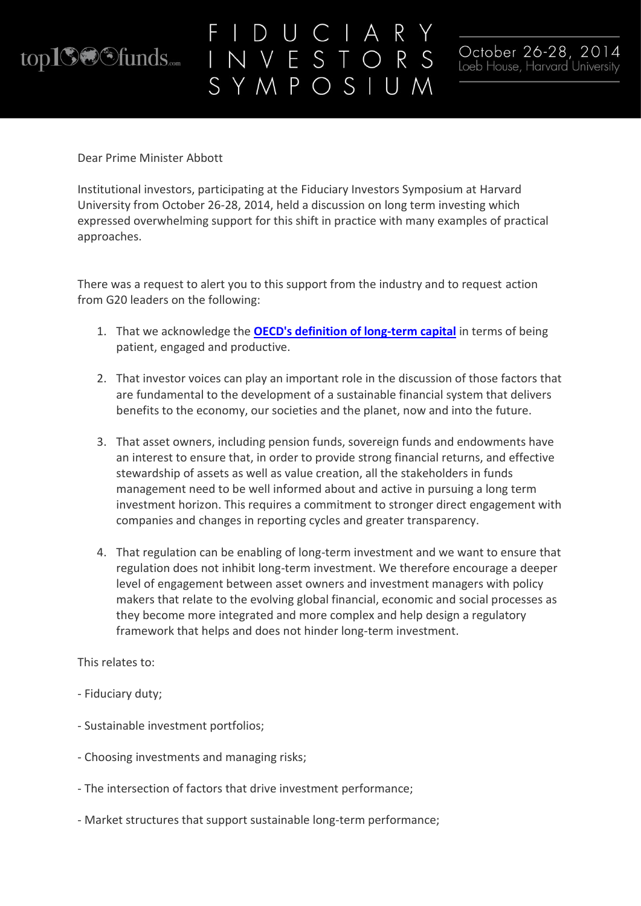# FIDUCIARY INVESTORS SYMPOSIUM

October 26-28, 2014
Loeb House, Harvard University

Dear Prime Minister Abbott

Institutional investors, participating at the Fiduciary Investors Symposium at Harvard University from October 26-28, 2014, held a discussion on long term investing which expressed overwhelming support for this shift in practice with many examples of practical approaches.

There was a request to alert you to this support from the industry and to request action from G20 leaders on the following:

1. That we acknowledge the **OECD's definition of long-term capital** in terms of being patient, engaged and productive.

2. That investor voices can play an important role in the discussion of those factors that are fundamental to the development of a sustainable financial system that delivers benefits to the economy, our societies and the planet, now and into the future.

3. That asset owners, including pension funds, sovereign funds and endowments have an interest to ensure that, in order to provide strong financial returns, and effective stewardship of assets as well as value creation, all the stakeholders in funds management need to be well informed about and active in pursuing a long term investment horizon. This requires a commitment to stronger direct engagement with companies and changes in reporting cycles and greater transparency.

4. That regulation can be enabling of long-term investment and we want to ensure that regulation does not inhibit long-term investment. We therefore encourage a deeper level of engagement between asset owners and investment managers with policy makers that relate to the evolving global financial, economic and social processes as they become more integrated and more complex and help design a regulatory framework that helps and does not hinder long-term investment.

This relates to:

- Fiduciary duty;

- Sustainable investment portfolios;

- Choosing investments and managing risks;

- The intersection of factors that drive investment performance;

- Market structures that support sustainable long-term performance;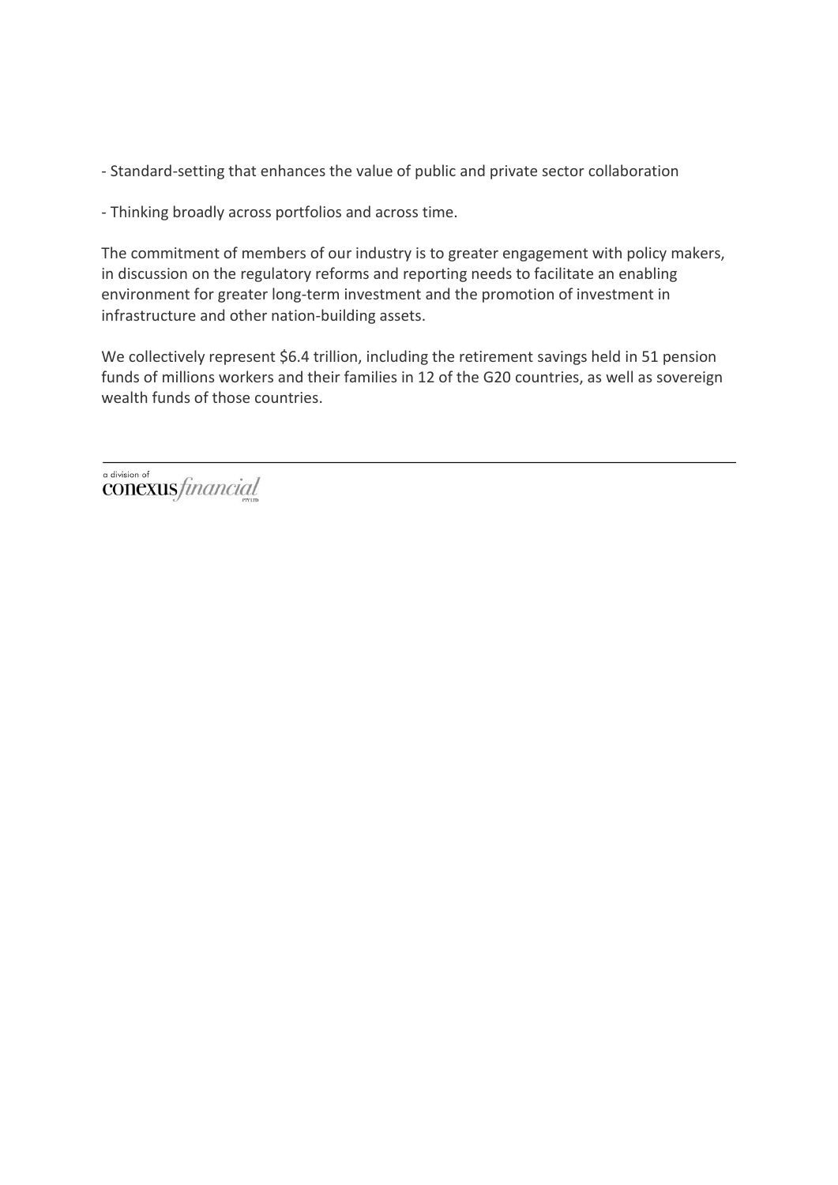- Standard-setting that enhances the value of public and private sector collaboration

- Thinking broadly across portfolios and across time.

The commitment of members of our industry is to greater engagement with policy makers, in discussion on the regulatory reforms and reporting needs to facilitate an enabling environment for greater long-term investment and the promotion of investment in infrastructure and other nation-building assets.

We collectively represent $6.4 trillion, including the retirement savings held in 51 pension funds of millions workers and their families in 12 of the G20 countries, as well as sovereign wealth funds of those countries.

---

a division of conexus financial PTY LTD